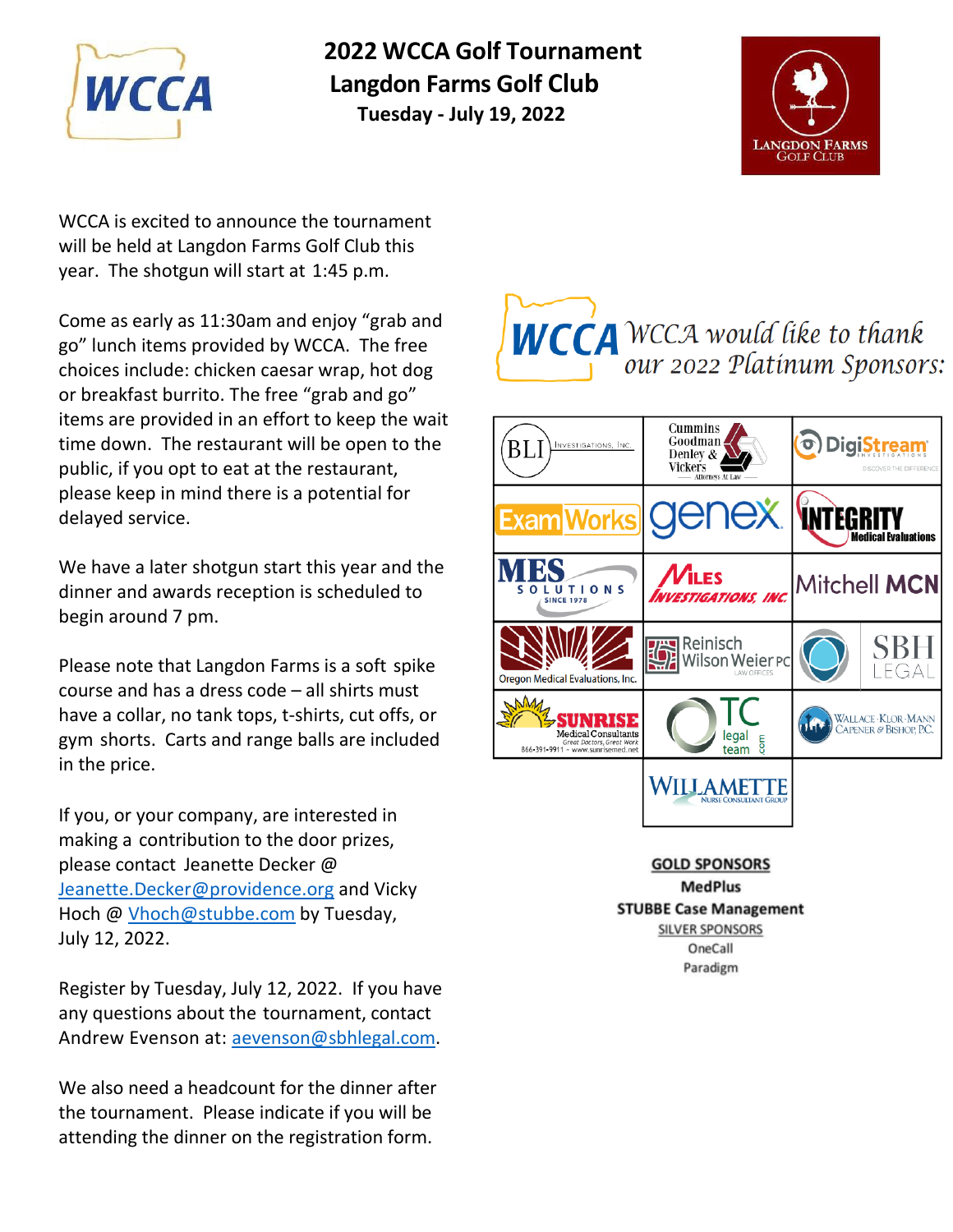# 2022 WCCA Golf Tournament
## Langdon Farms Golf Club
### Tuesday - July 19, 2022

WCCA is excited to announce the tournament will be held at Langdon Farms Golf Club this year. The shotgun will start at 1:45 p.m.

Come as early as 11:30am and enjoy "grab and go" lunch items provided by WCCA. The free choices include: chicken caesar wrap, hot dog or breakfast burrito. The free "grab and go" items are provided in an effort to keep the wait time down. The restaurant will be open to the public, if you opt to eat at the restaurant, please keep in mind there is a potential for delayed service.

We have a later shotgun start this year and the dinner and awards reception is scheduled to begin around 7 pm.

Please note that Langdon Farms is a soft spike course and has a dress code – all shirts must have a collar, no tank tops, t-shirts, cut offs, or gym shorts. Carts and range balls are included in the price.

If you, or your company, are interested in making a contribution to the door prizes, please contact Jeanette Decker @ Jeanette.Decker@providence.org and Vicky Hoch @ Vhoch@stubbe.com by Tuesday, July 12, 2022.

Register by Tuesday, July 12, 2022. If you have any questions about the tournament, contact Andrew Evenson at: aevenson@sbhlegal.com.

We also need a headcount for the dinner after the tournament. Please indicate if you will be attending the dinner on the registration form.

*WCCA would like to thank our 2022 Platinum Sponsors:*

| | | |
|---|---|---|
| BLI Investigations, Inc. | Cummins Goodman Denley & Vickers Attorneys At Law | DigiStream Investigations |
| ExamWorks | genex | Integrity Medical Evaluations |
| MES Solutions Since 1978 | Miles Investigations, Inc. | Mitchell MCN |
| Oregon Medical Evaluations, Inc. | Reinisch Wilson Weier PC Law Offices | SBH Legal |
| Sunrise Medical Consultants | TC legal team .com | Wallace Klor Mann Capener & Bishop, P.C. |
| | Willamette Nurse Consultant Group | |

**GOLD SPONSORS**

**MedPlus**

**STUBBE Case Management**

SILVER SPONSORS

OneCall

Paradigm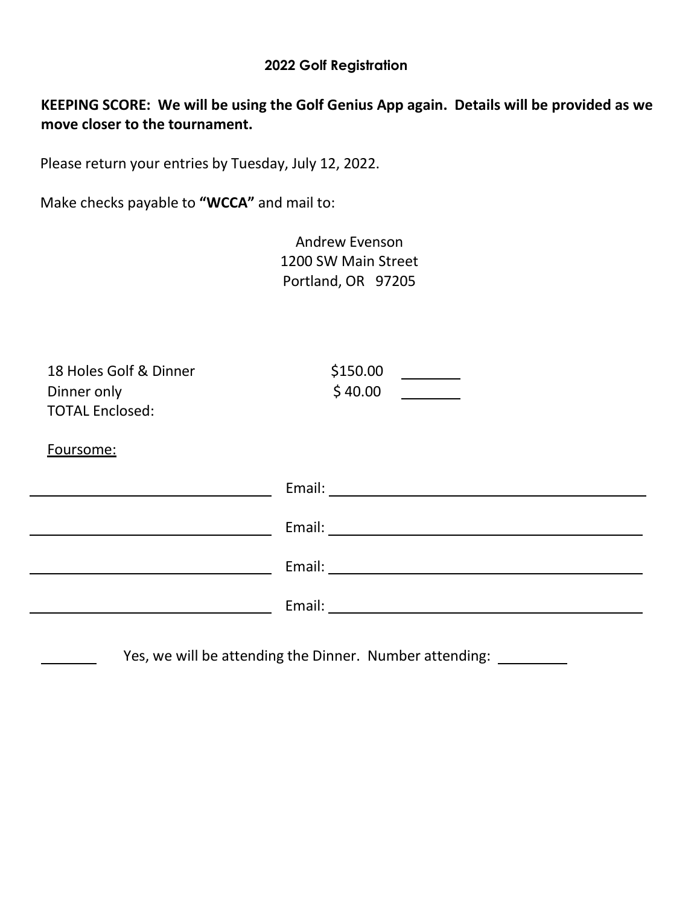**2022 Golf Registration**

**KEEPING SCORE: We will be using the Golf Genius App again. Details will be provided as we move closer to the tournament.**

Please return your entries by Tuesday, July 12, 2022.

Make checks payable to **"WCCA"** and mail to:

Andrew Evenson
1200 SW Main Street
Portland, OR 97205

| | | |
|---|---|---|
| 18 Holes Golf & Dinner | $150.00 | ________ |
| Dinner only | $ 40.00 | ________ |
| TOTAL Enclosed: | | |

Foursome:

______________________________ Email: ______________________________

______________________________ Email: ______________________________

______________________________ Email: ______________________________

______________________________ Email: ______________________________

________ Yes, we will be attending the Dinner. Number attending: ________